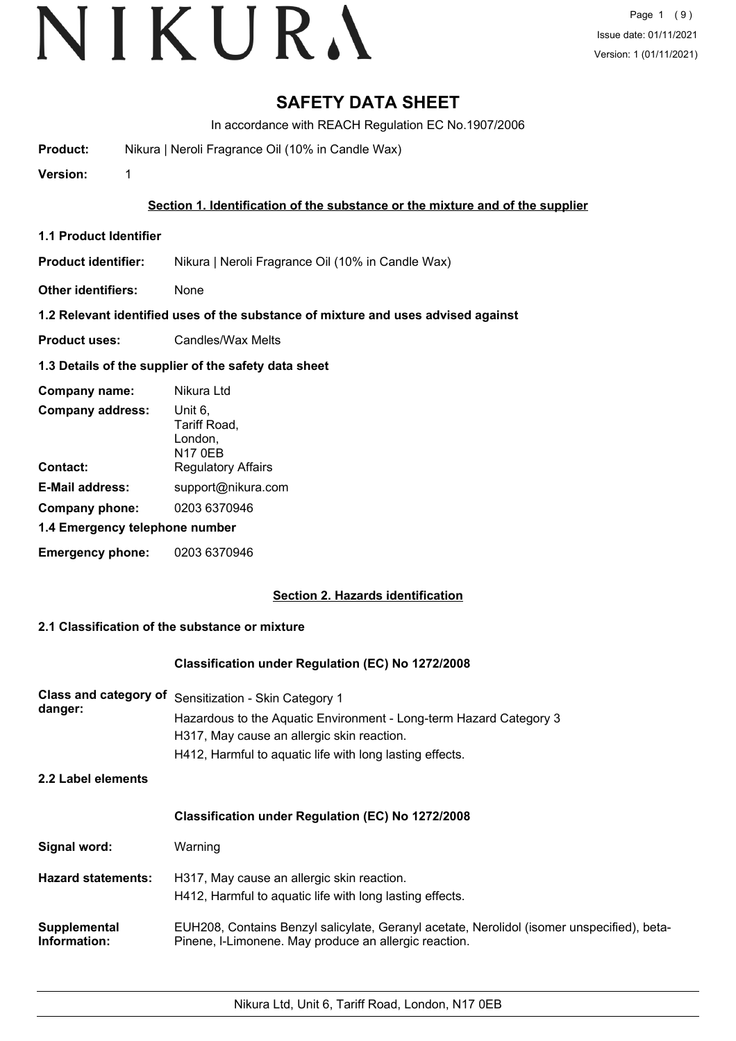# SAFETY DATA SHEET

In accordance with REACH Regulation EC No.1907/2006

**Product:** Nikura | Neroli Fragrance Oil (10% in Candle Wax)

**Version:** 1

## Section 1. Identification of the substance or the mixture and of the supplier

### 1.1 Product Identifier

**Product identifier:** Nikura | Neroli Fragrance Oil (10% in Candle Wax)

**Other identifiers:** None

### 1.2 Relevant identified uses of the substance of mixture and uses advised against

**Product uses:** Candles/Wax Melts

### 1.3 Details of the supplier of the safety data sheet

**Company name:** Nikura Ltd

**Company address:** Unit 6,
Tariff Road,
London,
N17 0EB

**Contact:** Regulatory Affairs

**E-Mail address:** support@nikura.com

**Company phone:** 0203 6370946

### 1.4 Emergency telephone number

**Emergency phone:** 0203 6370946

## Section 2. Hazards identification

### 2.1 Classification of the substance or mixture

**Classification under Regulation (EC) No 1272/2008**

**Class and category of danger:**
Sensitization - Skin Category 1
Hazardous to the Aquatic Environment - Long-term Hazard Category 3
H317, May cause an allergic skin reaction.
H412, Harmful to aquatic life with long lasting effects.

### 2.2 Label elements

**Classification under Regulation (EC) No 1272/2008**

**Signal word:** Warning

**Hazard statements:**
H317, May cause an allergic skin reaction.
H412, Harmful to aquatic life with long lasting effects.

**Supplemental Information:** EUH208, Contains Benzyl salicylate, Geranyl acetate, Nerolidol (isomer unspecified), beta-Pinene, l-Limonene. May produce an allergic reaction.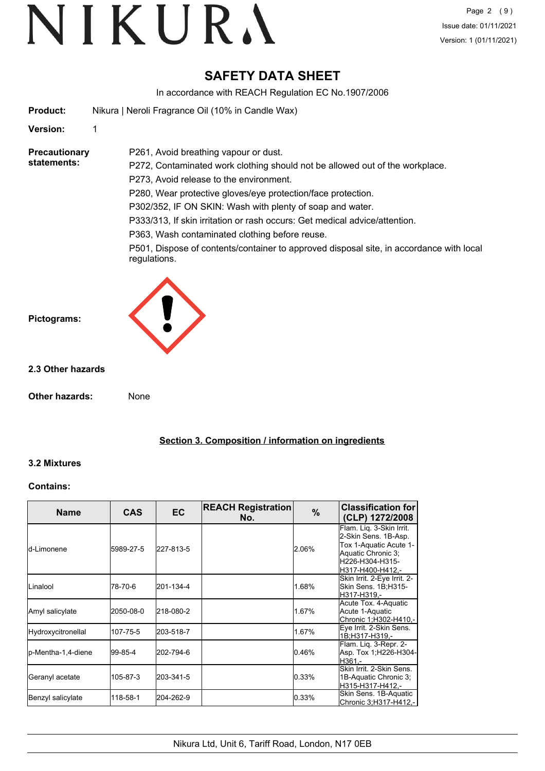# SAFETY DATA SHEET

In accordance with REACH Regulation EC No.1907/2006

**Product:** Nikura | Neroli Fragrance Oil (10% in Candle Wax)

**Version:** 1

**Precautionary statements:**

P261, Avoid breathing vapour or dust.

P272, Contaminated work clothing should not be allowed out of the workplace.

P273, Avoid release to the environment.

P280, Wear protective gloves/eye protection/face protection.

P302/352, IF ON SKIN: Wash with plenty of soap and water.

P333/313, If skin irritation or rash occurs: Get medical advice/attention.

P363, Wash contaminated clothing before reuse.

P501, Dispose of contents/container to approved disposal site, in accordance with local regulations.

**Pictograms:**

### 2.3 Other hazards

**Other hazards:** None

## Section 3. Composition / information on ingredients

### 3.2 Mixtures

**Contains:**

| Name | CAS | EC | REACH Registration No. | % | Classification for (CLP) 1272/2008 |
|---|---|---|---|---|---|
| d-Limonene | 5989-27-5 | 227-813-5 | | 2.06% | Flam. Liq. 3-Skin Irrit. 2-Skin Sens. 1B-Asp. Tox 1-Aquatic Acute 1-Aquatic Chronic 3;H226-H304-H315-H317-H400-H412,- |
| Linalool | 78-70-6 | 201-134-4 | | 1.68% | Skin Irrit. 2-Eye Irrit. 2-Skin Sens. 1B;H315-H317-H319,- |
| Amyl salicylate | 2050-08-0 | 218-080-2 | | 1.67% | Acute Tox. 4-Aquatic Acute 1-Aquatic Chronic 1;H302-H410,- |
| Hydroxycitronellal | 107-75-5 | 203-518-7 | | 1.67% | Eye Irrit. 2-Skin Sens. 1B;H317-H319,- |
| p-Mentha-1,4-diene | 99-85-4 | 202-794-6 | | 0.46% | Flam. Liq. 3-Repr. 2-Asp. Tox 1;H226-H304-H361,- |
| Geranyl acetate | 105-87-3 | 203-341-5 | | 0.33% | Skin Irrit. 2-Skin Sens. 1B-Aquatic Chronic 3;H315-H317-H412,- |
| Benzyl salicylate | 118-58-1 | 204-262-9 | | 0.33% | Skin Sens. 1B-Aquatic Chronic 3;H317-H412,- |

Nikura Ltd, Unit 6, Tariff Road, London, N17 0EB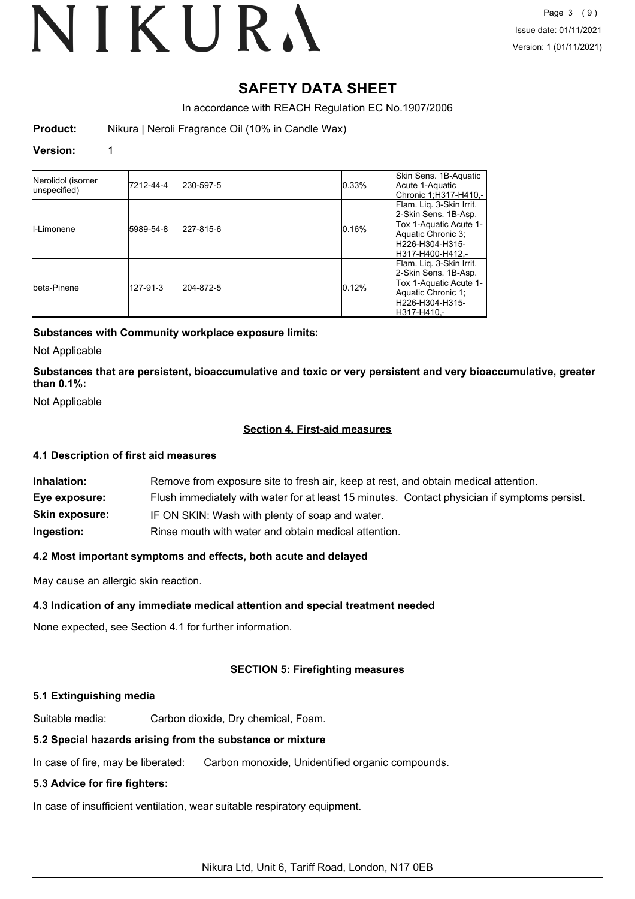# SAFETY DATA SHEET

In accordance with REACH Regulation EC No.1907/2006

**Product:** Nikura | Neroli Fragrance Oil (10% in Candle Wax)

**Version:** 1

| | | | | | |
|---|---|---|---|---|---|
| Nerolidol (isomer unspecified) | 7212-44-4 | 230-597-5 | | 0.33% | Skin Sens. 1B-Aquatic Acute 1-Aquatic Chronic 1;H317-H410,- |
| l-Limonene | 5989-54-8 | 227-815-6 | | 0.16% | Flam. Liq. 3-Skin Irrit. 2-Skin Sens. 1B-Asp. Tox 1-Aquatic Acute 1-Aquatic Chronic 3; H226-H304-H315-H317-H400-H412,- |
| beta-Pinene | 127-91-3 | 204-872-5 | | 0.12% | Flam. Liq. 3-Skin Irrit. 2-Skin Sens. 1B-Asp. Tox 1-Aquatic Acute 1-Aquatic Chronic 1; H226-H304-H315-H317-H410,- |

**Substances with Community workplace exposure limits:**

Not Applicable

**Substances that are persistent, bioaccumulative and toxic or very persistent and very bioaccumulative, greater than 0.1%:**

Not Applicable

## Section 4. First-aid measures

### 4.1 Description of first aid measures

**Inhalation:** Remove from exposure site to fresh air, keep at rest, and obtain medical attention.

**Eye exposure:** Flush immediately with water for at least 15 minutes. Contact physician if symptoms persist.

**Skin exposure:** IF ON SKIN: Wash with plenty of soap and water.

**Ingestion:** Rinse mouth with water and obtain medical attention.

### 4.2 Most important symptoms and effects, both acute and delayed

May cause an allergic skin reaction.

### 4.3 Indication of any immediate medical attention and special treatment needed

None expected, see Section 4.1 for further information.

## SECTION 5: Firefighting measures

### 5.1 Extinguishing media

Suitable media: Carbon dioxide, Dry chemical, Foam.

### 5.2 Special hazards arising from the substance or mixture

In case of fire, may be liberated: Carbon monoxide, Unidentified organic compounds.

### 5.3 Advice for fire fighters:

In case of insufficient ventilation, wear suitable respiratory equipment.

Nikura Ltd, Unit 6, Tariff Road, London, N17 0EB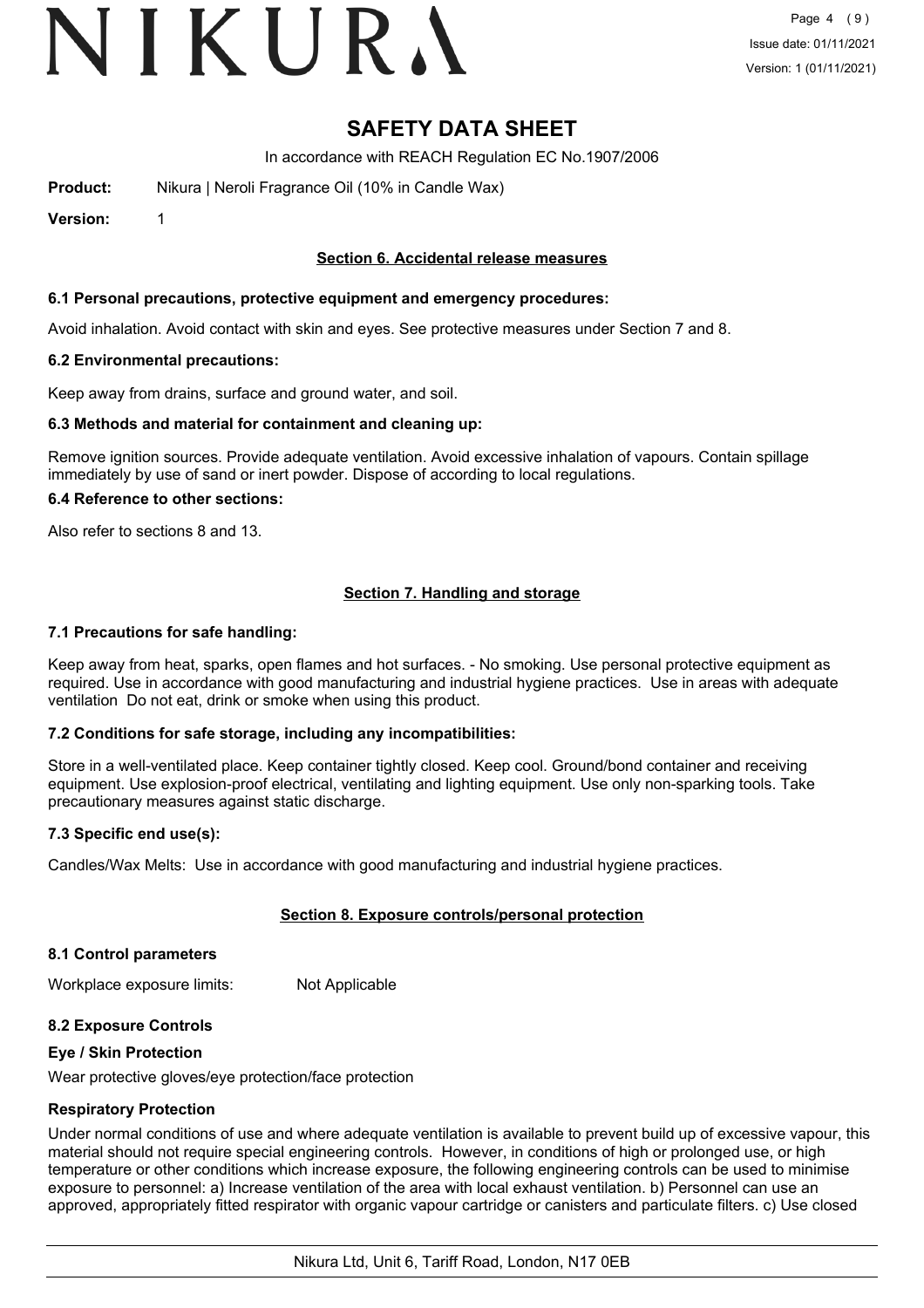# SAFETY DATA SHEET

In accordance with REACH Regulation EC No.1907/2006

**Product:** Nikura | Neroli Fragrance Oil (10% in Candle Wax)

**Version:** 1

## Section 6. Accidental release measures

### 6.1 Personal precautions, protective equipment and emergency procedures:

Avoid inhalation. Avoid contact with skin and eyes. See protective measures under Section 7 and 8.

### 6.2 Environmental precautions:

Keep away from drains, surface and ground water, and soil.

### 6.3 Methods and material for containment and cleaning up:

Remove ignition sources. Provide adequate ventilation. Avoid excessive inhalation of vapours. Contain spillage immediately by use of sand or inert powder. Dispose of according to local regulations.

### 6.4 Reference to other sections:

Also refer to sections 8 and 13.

## Section 7. Handling and storage

### 7.1 Precautions for safe handling:

Keep away from heat, sparks, open flames and hot surfaces. - No smoking. Use personal protective equipment as required. Use in accordance with good manufacturing and industrial hygiene practices. Use in areas with adequate ventilation Do not eat, drink or smoke when using this product.

### 7.2 Conditions for safe storage, including any incompatibilities:

Store in a well-ventilated place. Keep container tightly closed. Keep cool. Ground/bond container and receiving equipment. Use explosion-proof electrical, ventilating and lighting equipment. Use only non-sparking tools. Take precautionary measures against static discharge.

### 7.3 Specific end use(s):

Candles/Wax Melts: Use in accordance with good manufacturing and industrial hygiene practices.

## Section 8. Exposure controls/personal protection

### 8.1 Control parameters

Workplace exposure limits: Not Applicable

### 8.2 Exposure Controls

#### Eye / Skin Protection

Wear protective gloves/eye protection/face protection

#### Respiratory Protection

Under normal conditions of use and where adequate ventilation is available to prevent build up of excessive vapour, this material should not require special engineering controls. However, in conditions of high or prolonged use, or high temperature or other conditions which increase exposure, the following engineering controls can be used to minimise exposure to personnel: a) Increase ventilation of the area with local exhaust ventilation. b) Personnel can use an approved, appropriately fitted respirator with organic vapour cartridge or canisters and particulate filters. c) Use closed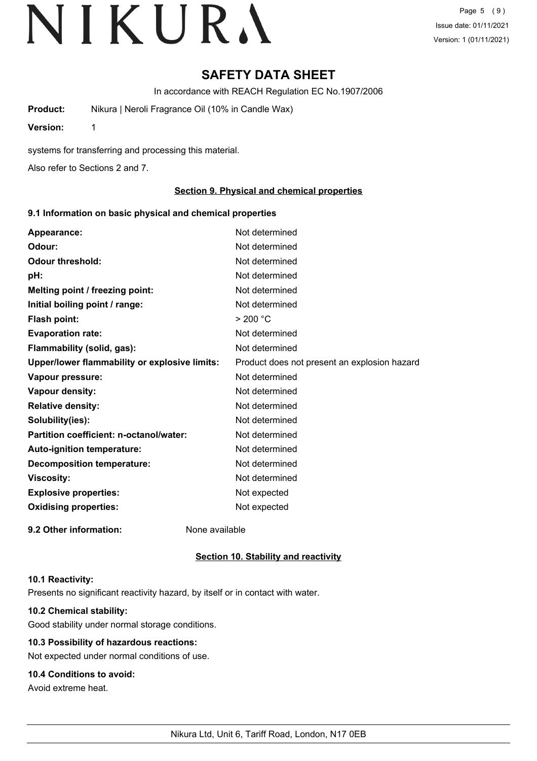# SAFETY DATA SHEET

In accordance with REACH Regulation EC No.1907/2006

**Product:** Nikura | Neroli Fragrance Oil (10% in Candle Wax)

**Version:** 1

systems for transferring and processing this material.

Also refer to Sections 2 and 7.

## Section 9. Physical and chemical properties

### 9.1 Information on basic physical and chemical properties

| | |
|---|---|
| **Appearance:** | Not determined |
| **Odour:** | Not determined |
| **Odour threshold:** | Not determined |
| **pH:** | Not determined |
| **Melting point / freezing point:** | Not determined |
| **Initial boiling point / range:** | Not determined |
| **Flash point:** | > 200 °C |
| **Evaporation rate:** | Not determined |
| **Flammability (solid, gas):** | Not determined |
| **Upper/lower flammability or explosive limits:** | Product does not present an explosion hazard |
| **Vapour pressure:** | Not determined |
| **Vapour density:** | Not determined |
| **Relative density:** | Not determined |
| **Solubility(ies):** | Not determined |
| **Partition coefficient: n-octanol/water:** | Not determined |
| **Auto-ignition temperature:** | Not determined |
| **Decomposition temperature:** | Not determined |
| **Viscosity:** | Not determined |
| **Explosive properties:** | Not expected |
| **Oxidising properties:** | Not expected |

**9.2 Other information:** None available

## Section 10. Stability and reactivity

### 10.1 Reactivity:

Presents no significant reactivity hazard, by itself or in contact with water.

### 10.2 Chemical stability:

Good stability under normal storage conditions.

### 10.3 Possibility of hazardous reactions:

Not expected under normal conditions of use.

### 10.4 Conditions to avoid:

Avoid extreme heat.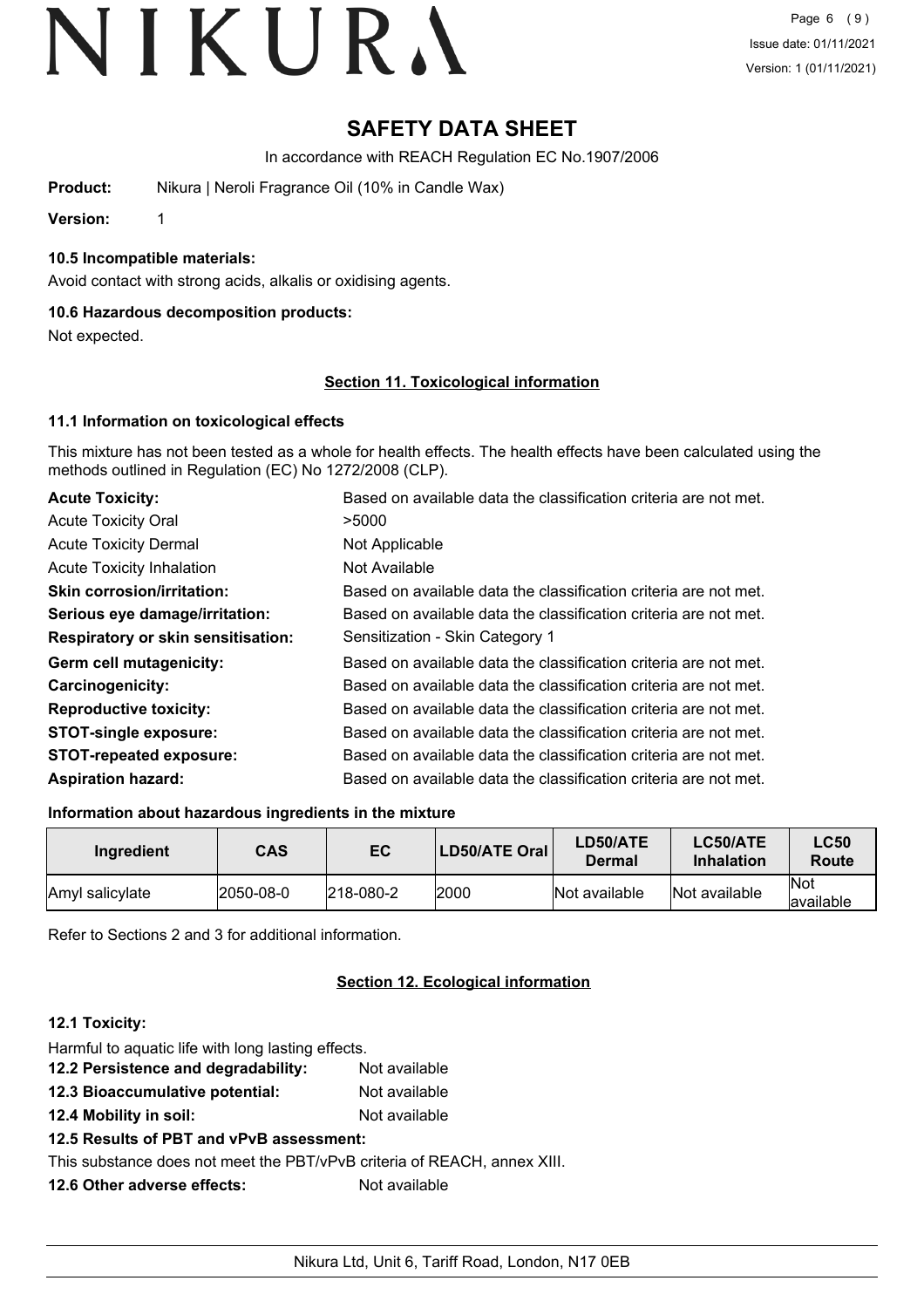# SAFETY DATA SHEET

In accordance with REACH Regulation EC No.1907/2006

**Product:** Nikura | Neroli Fragrance Oil (10% in Candle Wax)

**Version:** 1

### 10.5 Incompatible materials:

Avoid contact with strong acids, alkalis or oxidising agents.

### 10.6 Hazardous decomposition products:

Not expected.

## Section 11. Toxicological information

### 11.1 Information on toxicological effects

This mixture has not been tested as a whole for health effects. The health effects have been calculated using the methods outlined in Regulation (EC) No 1272/2008 (CLP).

| | |
|---|---|
| **Acute Toxicity:** | Based on available data the classification criteria are not met. |
| Acute Toxicity Oral | >5000 |
| Acute Toxicity Dermal | Not Applicable |
| Acute Toxicity Inhalation | Not Available |
| **Skin corrosion/irritation:** | Based on available data the classification criteria are not met. |
| **Serious eye damage/irritation:** | Based on available data the classification criteria are not met. |
| **Respiratory or skin sensitisation:** | Sensitization - Skin Category 1 |
| **Germ cell mutagenicity:** | Based on available data the classification criteria are not met. |
| **Carcinogenicity:** | Based on available data the classification criteria are not met. |
| **Reproductive toxicity:** | Based on available data the classification criteria are not met. |
| **STOT-single exposure:** | Based on available data the classification criteria are not met. |
| **STOT-repeated exposure:** | Based on available data the classification criteria are not met. |
| **Aspiration hazard:** | Based on available data the classification criteria are not met. |

### Information about hazardous ingredients in the mixture

| Ingredient | CAS | EC | LD50/ATE Oral | LD50/ATE Dermal | LC50/ATE Inhalation | LC50 Route |
|---|---|---|---|---|---|---|
| Amyl salicylate | 2050-08-0 | 218-080-2 | 2000 | Not available | Not available | Not available |

Refer to Sections 2 and 3 for additional information.

## Section 12. Ecological information

### 12.1 Toxicity:

Harmful to aquatic life with long lasting effects.

**12.2 Persistence and degradability:** Not available

**12.3 Bioaccumulative potential:** Not available

**12.4 Mobility in soil:** Not available

### 12.5 Results of PBT and vPvB assessment:

This substance does not meet the PBT/vPvB criteria of REACH, annex XIII.

**12.6 Other adverse effects:** Not available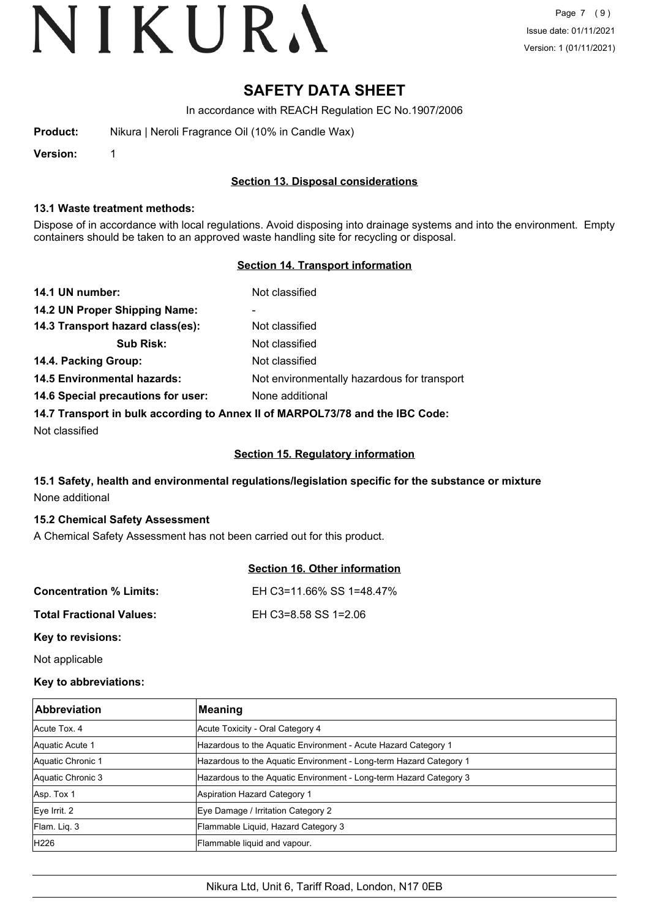# SAFETY DATA SHEET

In accordance with REACH Regulation EC No.1907/2006

**Product:** Nikura | Neroli Fragrance Oil (10% in Candle Wax)

**Version:** 1

## Section 13. Disposal considerations

### 13.1 Waste treatment methods:

Dispose of in accordance with local regulations. Avoid disposing into drainage systems and into the environment. Empty containers should be taken to an approved waste handling site for recycling or disposal.

## Section 14. Transport information

**14.1 UN number:** Not classified

**14.2 UN Proper Shipping Name:** -

**14.3 Transport hazard class(es):** Not classified

**Sub Risk:** Not classified

**14.4. Packing Group:** Not classified

**14.5 Environmental hazards:** Not environmentally hazardous for transport

**14.6 Special precautions for user:** None additional

**14.7 Transport in bulk according to Annex II of MARPOL73/78 and the IBC Code:**

Not classified

## Section 15. Regulatory information

### 15.1 Safety, health and environmental regulations/legislation specific for the substance or mixture

None additional

### 15.2 Chemical Safety Assessment

A Chemical Safety Assessment has not been carried out for this product.

## Section 16. Other information

**Concentration % Limits:** EH C3=11.66% SS 1=48.47%

**Total Fractional Values:** EH C3=8.58 SS 1=2.06

**Key to revisions:**

Not applicable

**Key to abbreviations:**

| Abbreviation | Meaning |
|---|---|
| Acute Tox. 4 | Acute Toxicity - Oral Category 4 |
| Aquatic Acute 1 | Hazardous to the Aquatic Environment - Acute Hazard Category 1 |
| Aquatic Chronic 1 | Hazardous to the Aquatic Environment - Long-term Hazard Category 1 |
| Aquatic Chronic 3 | Hazardous to the Aquatic Environment - Long-term Hazard Category 3 |
| Asp. Tox 1 | Aspiration Hazard Category 1 |
| Eye Irrit. 2 | Eye Damage / Irritation Category 2 |
| Flam. Liq. 3 | Flammable Liquid, Hazard Category 3 |
| H226 | Flammable liquid and vapour. |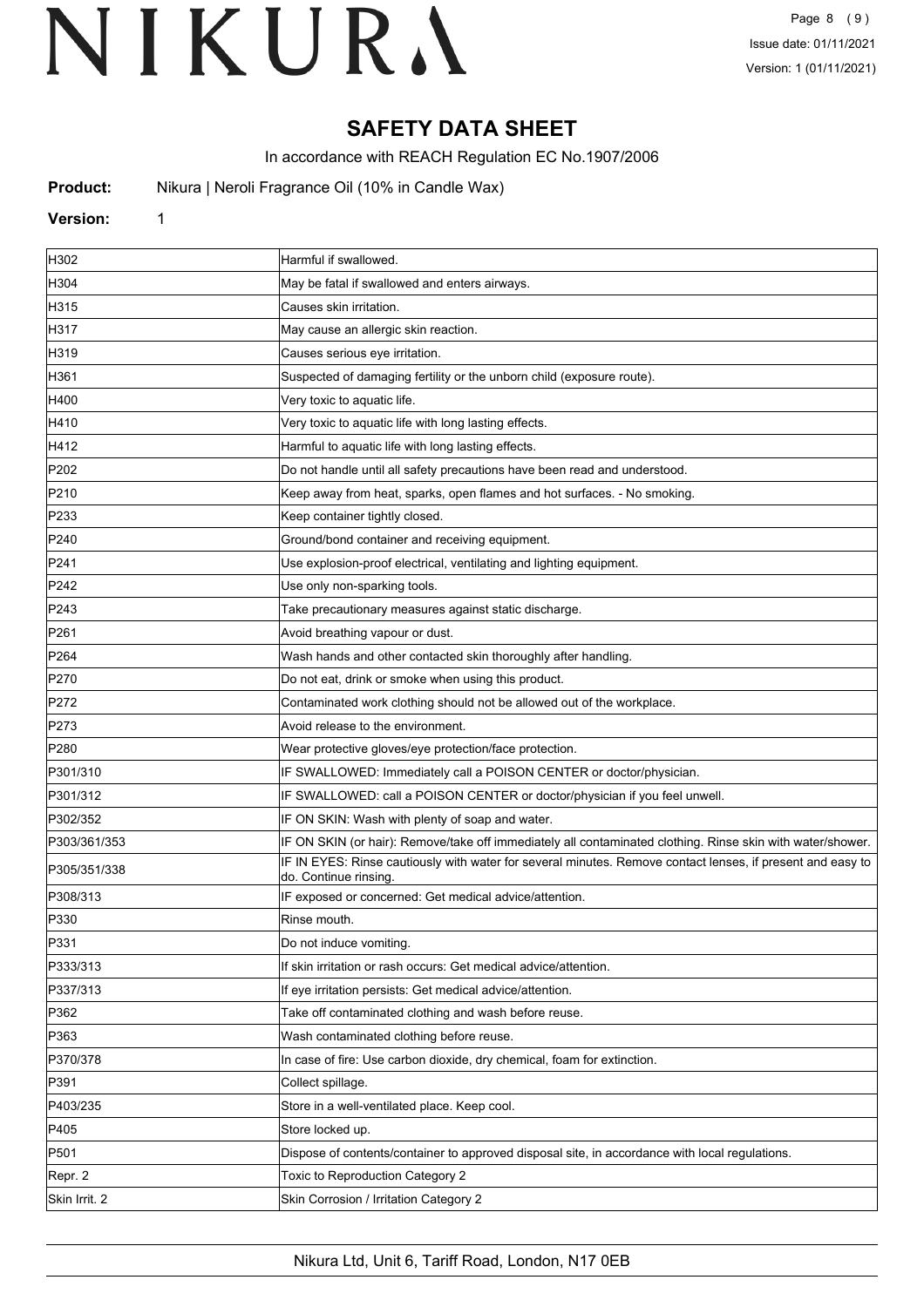# SAFETY DATA SHEET

In accordance with REACH Regulation EC No.1907/2006

**Product:** Nikura | Neroli Fragrance Oil (10% in Candle Wax)

**Version:** 1

| | |
|---|---|
| H302 | Harmful if swallowed. |
| H304 | May be fatal if swallowed and enters airways. |
| H315 | Causes skin irritation. |
| H317 | May cause an allergic skin reaction. |
| H319 | Causes serious eye irritation. |
| H361 | Suspected of damaging fertility or the unborn child (exposure route). |
| H400 | Very toxic to aquatic life. |
| H410 | Very toxic to aquatic life with long lasting effects. |
| H412 | Harmful to aquatic life with long lasting effects. |
| P202 | Do not handle until all safety precautions have been read and understood. |
| P210 | Keep away from heat, sparks, open flames and hot surfaces. - No smoking. |
| P233 | Keep container tightly closed. |
| P240 | Ground/bond container and receiving equipment. |
| P241 | Use explosion-proof electrical, ventilating and lighting equipment. |
| P242 | Use only non-sparking tools. |
| P243 | Take precautionary measures against static discharge. |
| P261 | Avoid breathing vapour or dust. |
| P264 | Wash hands and other contacted skin thoroughly after handling. |
| P270 | Do not eat, drink or smoke when using this product. |
| P272 | Contaminated work clothing should not be allowed out of the workplace. |
| P273 | Avoid release to the environment. |
| P280 | Wear protective gloves/eye protection/face protection. |
| P301/310 | IF SWALLOWED: Immediately call a POISON CENTER or doctor/physician. |
| P301/312 | IF SWALLOWED: call a POISON CENTER or doctor/physician if you feel unwell. |
| P302/352 | IF ON SKIN: Wash with plenty of soap and water. |
| P303/361/353 | IF ON SKIN (or hair): Remove/take off immediately all contaminated clothing. Rinse skin with water/shower. |
| P305/351/338 | IF IN EYES: Rinse cautiously with water for several minutes. Remove contact lenses, if present and easy to do. Continue rinsing. |
| P308/313 | IF exposed or concerned: Get medical advice/attention. |
| P330 | Rinse mouth. |
| P331 | Do not induce vomiting. |
| P333/313 | If skin irritation or rash occurs: Get medical advice/attention. |
| P337/313 | If eye irritation persists: Get medical advice/attention. |
| P362 | Take off contaminated clothing and wash before reuse. |
| P363 | Wash contaminated clothing before reuse. |
| P370/378 | In case of fire: Use carbon dioxide, dry chemical, foam for extinction. |
| P391 | Collect spillage. |
| P403/235 | Store in a well-ventilated place. Keep cool. |
| P405 | Store locked up. |
| P501 | Dispose of contents/container to approved disposal site, in accordance with local regulations. |
| Repr. 2 | Toxic to Reproduction Category 2 |
| Skin Irrit. 2 | Skin Corrosion / Irritation Category 2 |

Nikura Ltd, Unit 6, Tariff Road, London, N17 0EB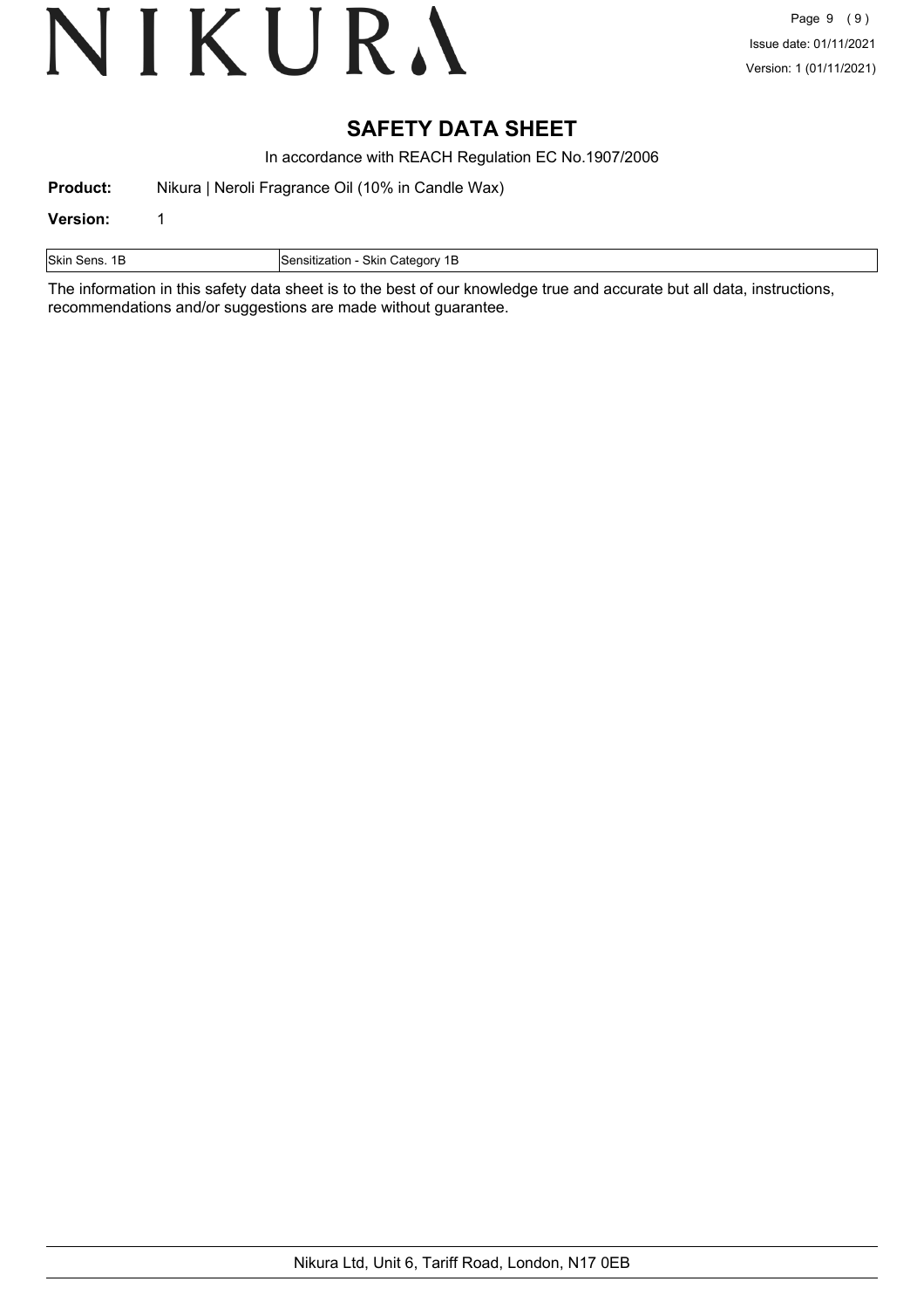# SAFETY DATA SHEET

In accordance with REACH Regulation EC No.1907/2006

**Product:** Nikura | Neroli Fragrance Oil (10% in Candle Wax)

**Version:** 1

| | |
|---|---|
| Skin Sens. 1B | Sensitization - Skin Category 1B |

The information in this safety data sheet is to the best of our knowledge true and accurate but all data, instructions, recommendations and/or suggestions are made without guarantee.